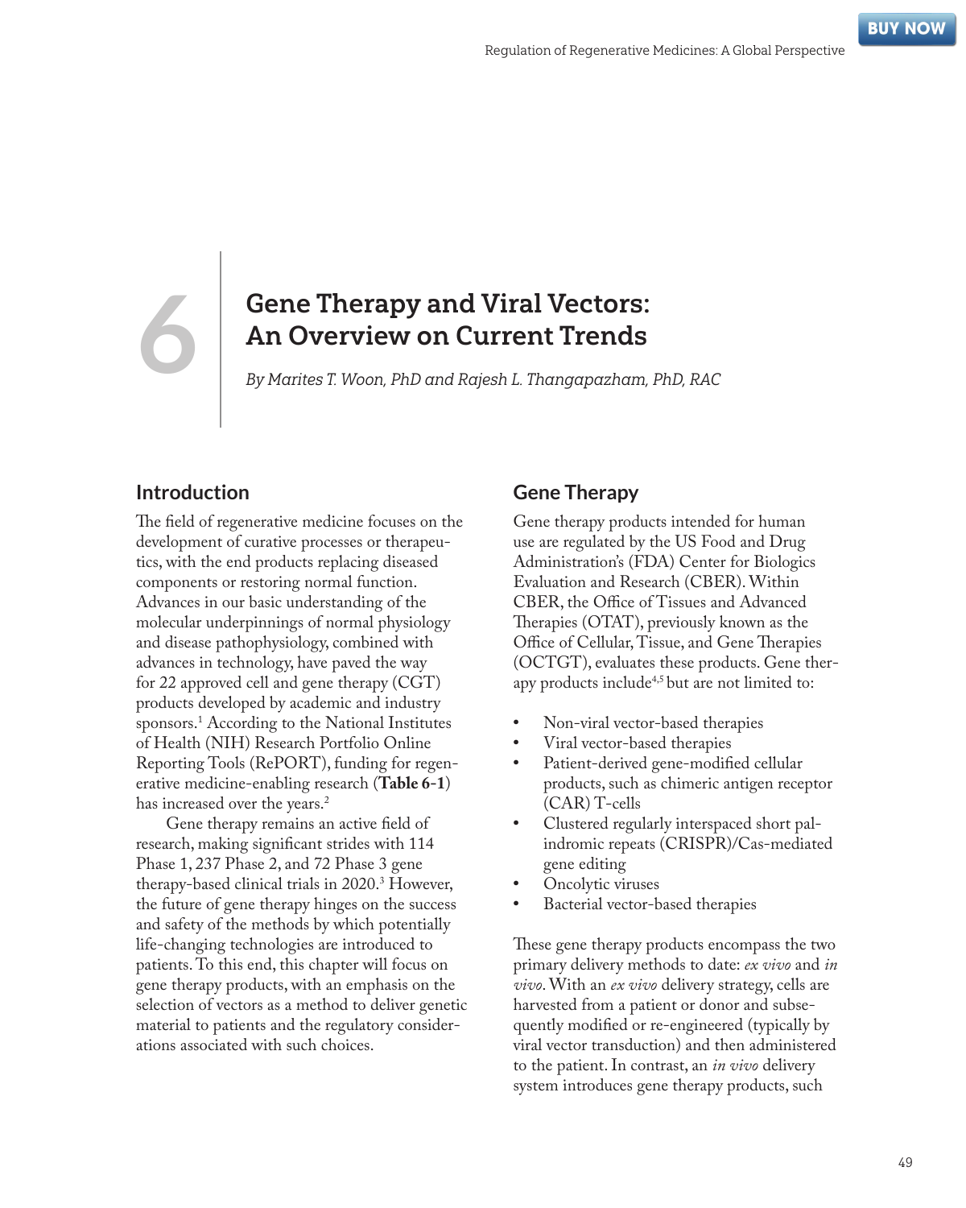# 6 Gene Therapy and Viral Vectors: An Overview on Current Trends

*By Marites T. Woon, PhD and Rajesh L. Thangapazham, PhD, RAC*

## Introduction

The field of regenerative medicine focuses on the development of curative processes or therapeutics, with the end products replacing diseased components or restoring normal function. Advances in our basic understanding of the molecular underpinnings of normal physiology and disease pathophysiology, combined with advances in technology, have paved the way for 22 approved cell and gene therapy (CGT) products developed by academic and industry sponsors.[1] According to the National Institutes of Health (NIH) Research Portfolio Online Reporting Tools (RePORT), funding for regenerative medicine-enabling research (**Table 6-1**) has increased over the years.[2]

Gene therapy remains an active field of research, making significant strides with 114 Phase 1, 237 Phase 2, and 72 Phase 3 gene therapy-based clinical trials in 2020.[3] However, the future of gene therapy hinges on the success and safety of the methods by which potentially life-changing technologies are introduced to patients. To this end, this chapter will focus on gene therapy products, with an emphasis on the selection of vectors as a method to deliver genetic material to patients and the regulatory considerations associated with such choices.

## Gene Therapy

Gene therapy products intended for human use are regulated by the US Food and Drug Administration's (FDA) Center for Biologics Evaluation and Research (CBER). Within CBER, the Office of Tissues and Advanced Therapies (OTAT), previously known as the Office of Cellular, Tissue, and Gene Therapies (OCTGT), evaluates these products. Gene therapy products include[4,5] but are not limited to:

- Non-viral vector-based therapies
- Viral vector-based therapies
- Patient-derived gene-modified cellular products, such as chimeric antigen receptor (CAR) T-cells
- Clustered regularly interspaced short palindromic repeats (CRISPR)/Cas-mediated gene editing
- Oncolytic viruses
- Bacterial vector-based therapies

These gene therapy products encompass the two primary delivery methods to date: *ex vivo* and *in vivo*. With an *ex vivo* delivery strategy, cells are harvested from a patient or donor and subsequently modified or re-engineered (typically by viral vector transduction) and then administered to the patient. In contrast, an *in vivo* delivery system introduces gene therapy products, such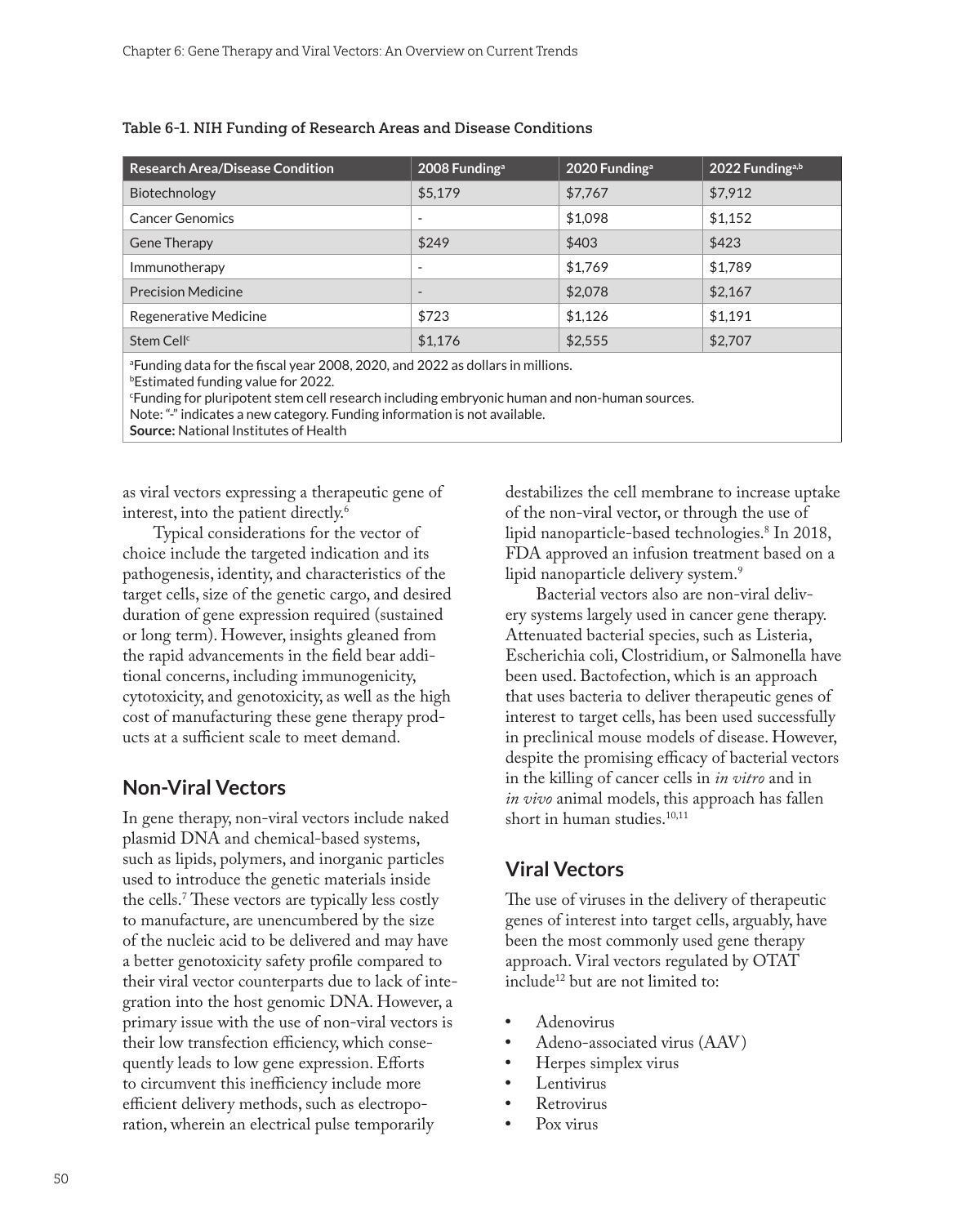**Table 6-1. NIH Funding of Research Areas and Disease Conditions**

| Research Area/Disease Condition | 2008 Funding[a] | 2020 Funding[a] | 2022 Funding[a,b] |
|---|---|---|---|
| Biotechnology | $5,179 | $7,767 | $7,912 |
| Cancer Genomics | - | $1,098 | $1,152 |
| Gene Therapy | $249 | $403 | $423 |
| Immunotherapy | - | $1,769 | $1,789 |
| Precision Medicine | - | $2,078 | $2,167 |
| Regenerative Medicine | $723 | $1,126 | $1,191 |
| Stem Cell[c] | $1,176 | $2,555 | $2,707 |

[a]Funding data for the fiscal year 2008, 2020, and 2022 as dollars in millions.
[b]Estimated funding value for 2022.
[c]Funding for pluripotent stem cell research including embryonic human and non-human sources.
Note: "-" indicates a new category. Funding information is not available.
**Source:** National Institutes of Health

as viral vectors expressing a therapeutic gene of interest, into the patient directly.[6]

Typical considerations for the vector of choice include the targeted indication and its pathogenesis, identity, and characteristics of the target cells, size of the genetic cargo, and desired duration of gene expression required (sustained or long term). However, insights gleaned from the rapid advancements in the field bear additional concerns, including immunogenicity, cytotoxicity, and genotoxicity, as well as the high cost of manufacturing these gene therapy products at a sufficient scale to meet demand.

## Non-Viral Vectors

In gene therapy, non-viral vectors include naked plasmid DNA and chemical-based systems, such as lipids, polymers, and inorganic particles used to introduce the genetic materials inside the cells.[7] These vectors are typically less costly to manufacture, are unencumbered by the size of the nucleic acid to be delivered and may have a better genotoxicity safety profile compared to their viral vector counterparts due to lack of integration into the host genomic DNA. However, a primary issue with the use of non-viral vectors is their low transfection efficiency, which consequently leads to low gene expression. Efforts to circumvent this inefficiency include more efficient delivery methods, such as electroporation, wherein an electrical pulse temporarily destabilizes the cell membrane to increase uptake of the non-viral vector, or through the use of lipid nanoparticle-based technologies.[8] In 2018, FDA approved an infusion treatment based on a lipid nanoparticle delivery system.[9]

Bacterial vectors also are non-viral delivery systems largely used in cancer gene therapy. Attenuated bacterial species, such as Listeria, Escherichia coli, Clostridium, or Salmonella have been used. Bactofection, which is an approach that uses bacteria to deliver therapeutic genes of interest to target cells, has been used successfully in preclinical mouse models of disease. However, despite the promising efficacy of bacterial vectors in the killing of cancer cells in *in vitro* and in *in vivo* animal models, this approach has fallen short in human studies.[10,11]

## Viral Vectors

The use of viruses in the delivery of therapeutic genes of interest into target cells, arguably, have been the most commonly used gene therapy approach. Viral vectors regulated by OTAT include[12] but are not limited to:

- Adenovirus
- Adeno-associated virus (AAV)
- Herpes simplex virus
- Lentivirus
- Retrovirus
- Pox virus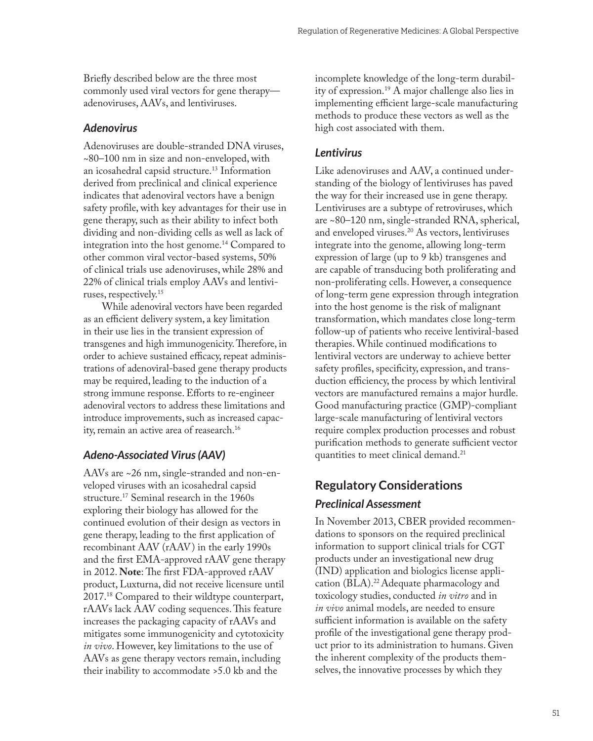Briefly described below are the three most commonly used viral vectors for gene therapy—adenoviruses, AAVs, and lentiviruses.

### *Adenovirus*

Adenoviruses are double-stranded DNA viruses, ~80–100 nm in size and non-enveloped, with an icosahedral capsid structure.[13] Information derived from preclinical and clinical experience indicates that adenoviral vectors have a benign safety profile, with key advantages for their use in gene therapy, such as their ability to infect both dividing and non-dividing cells as well as lack of integration into the host genome.[14] Compared to other common viral vector-based systems, 50% of clinical trials use adenoviruses, while 28% and 22% of clinical trials employ AAVs and lentiviruses, respectively.[15]

While adenoviral vectors have been regarded as an efficient delivery system, a key limitation in their use lies in the transient expression of transgenes and high immunogenicity. Therefore, in order to achieve sustained efficacy, repeat administrations of adenoviral-based gene therapy products may be required, leading to the induction of a strong immune response. Efforts to re-engineer adenoviral vectors to address these limitations and introduce improvements, such as increased capacity, remain an active area of reasearch.[16]

### *Adeno-Associated Virus (AAV)*

AAVs are ~26 nm, single-stranded and non-enveloped viruses with an icosahedral capsid structure.[17] Seminal research in the 1960s exploring their biology has allowed for the continued evolution of their design as vectors in gene therapy, leading to the first application of recombinant AAV (rAAV) in the early 1990s and the first EMA-approved rAAV gene therapy in 2012. **Note**: The first FDA-approved rAAV product, Luxturna, did not receive licensure until 2017.[18] Compared to their wildtype counterpart, rAAVs lack AAV coding sequences. This feature increases the packaging capacity of rAAVs and mitigates some immunogenicity and cytotoxicity *in vivo*. However, key limitations to the use of AAVs as gene therapy vectors remain, including their inability to accommodate >5.0 kb and the incomplete knowledge of the long-term durability of expression.[19] A major challenge also lies in implementing efficient large-scale manufacturing methods to produce these vectors as well as the high cost associated with them.

### *Lentivirus*

Like adenoviruses and AAV, a continued understanding of the biology of lentiviruses has paved the way for their increased use in gene therapy. Lentiviruses are a subtype of retroviruses, which are ~80–120 nm, single-stranded RNA, spherical, and enveloped viruses.[20] As vectors, lentiviruses integrate into the genome, allowing long-term expression of large (up to 9 kb) transgenes and are capable of transducing both proliferating and non-proliferating cells. However, a consequence of long-term gene expression through integration into the host genome is the risk of malignant transformation, which mandates close long-term follow-up of patients who receive lentiviral-based therapies. While continued modifications to lentiviral vectors are underway to achieve better safety profiles, specificity, expression, and transduction efficiency, the process by which lentiviral vectors are manufactured remains a major hurdle. Good manufacturing practice (GMP)-compliant large-scale manufacturing of lentiviral vectors require complex production processes and robust purification methods to generate sufficient vector quantities to meet clinical demand.[21]

## Regulatory Considerations

### *Preclinical Assessment*

In November 2013, CBER provided recommendations to sponsors on the required preclinical information to support clinical trials for CGT products under an investigational new drug (IND) application and biologics license application (BLA).[22] Adequate pharmacology and toxicology studies, conducted *in vitro* and in *in vivo* animal models, are needed to ensure sufficient information is available on the safety profile of the investigational gene therapy product prior to its administration to humans. Given the inherent complexity of the products themselves, the innovative processes by which they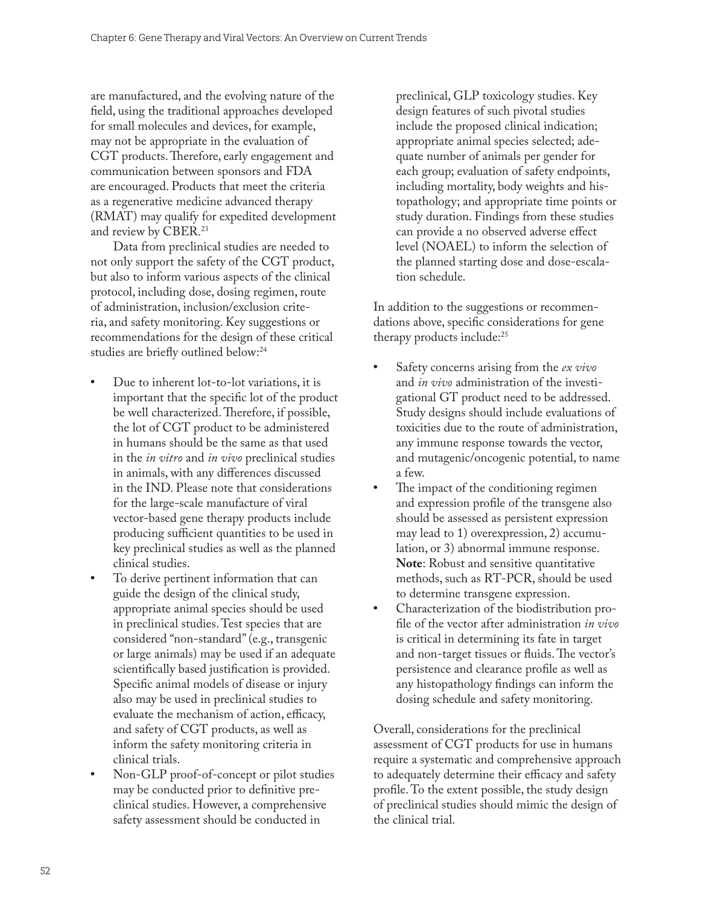are manufactured, and the evolving nature of the field, using the traditional approaches developed for small molecules and devices, for example, may not be appropriate in the evaluation of CGT products. Therefore, early engagement and communication between sponsors and FDA are encouraged. Products that meet the criteria as a regenerative medicine advanced therapy (RMAT) may qualify for expedited development and review by CBER.[23]

Data from preclinical studies are needed to not only support the safety of the CGT product, but also to inform various aspects of the clinical protocol, including dose, dosing regimen, route of administration, inclusion/exclusion criteria, and safety monitoring. Key suggestions or recommendations for the design of these critical studies are briefly outlined below:[24]

- Due to inherent lot-to-lot variations, it is important that the specific lot of the product be well characterized. Therefore, if possible, the lot of CGT product to be administered in humans should be the same as that used in the *in vitro* and *in vivo* preclinical studies in animals, with any differences discussed in the IND. Please note that considerations for the large-scale manufacture of viral vector-based gene therapy products include producing sufficient quantities to be used in key preclinical studies as well as the planned clinical studies.
- To derive pertinent information that can guide the design of the clinical study, appropriate animal species should be used in preclinical studies. Test species that are considered "non-standard" (e.g., transgenic or large animals) may be used if an adequate scientifically based justification is provided. Specific animal models of disease or injury also may be used in preclinical studies to evaluate the mechanism of action, efficacy, and safety of CGT products, as well as inform the safety monitoring criteria in clinical trials.
- Non-GLP proof-of-concept or pilot studies may be conducted prior to definitive preclinical studies. However, a comprehensive safety assessment should be conducted in preclinical, GLP toxicology studies. Key design features of such pivotal studies include the proposed clinical indication; appropriate animal species selected; adequate number of animals per gender for each group; evaluation of safety endpoints, including mortality, body weights and histopathology; and appropriate time points or study duration. Findings from these studies can provide a no observed adverse effect level (NOAEL) to inform the selection of the planned starting dose and dose-escalation schedule.

In addition to the suggestions or recommendations above, specific considerations for gene therapy products include:[25]

- Safety concerns arising from the *ex vivo* and *in vivo* administration of the investigational GT product need to be addressed. Study designs should include evaluations of toxicities due to the route of administration, any immune response towards the vector, and mutagenic/oncogenic potential, to name a few.
- The impact of the conditioning regimen and expression profile of the transgene also should be assessed as persistent expression may lead to 1) overexpression, 2) accumulation, or 3) abnormal immune response. **Note**: Robust and sensitive quantitative methods, such as RT-PCR, should be used to determine transgene expression.
- Characterization of the biodistribution profile of the vector after administration *in vivo* is critical in determining its fate in target and non-target tissues or fluids. The vector's persistence and clearance profile as well as any histopathology findings can inform the dosing schedule and safety monitoring.

Overall, considerations for the preclinical assessment of CGT products for use in humans require a systematic and comprehensive approach to adequately determine their efficacy and safety profile. To the extent possible, the study design of preclinical studies should mimic the design of the clinical trial.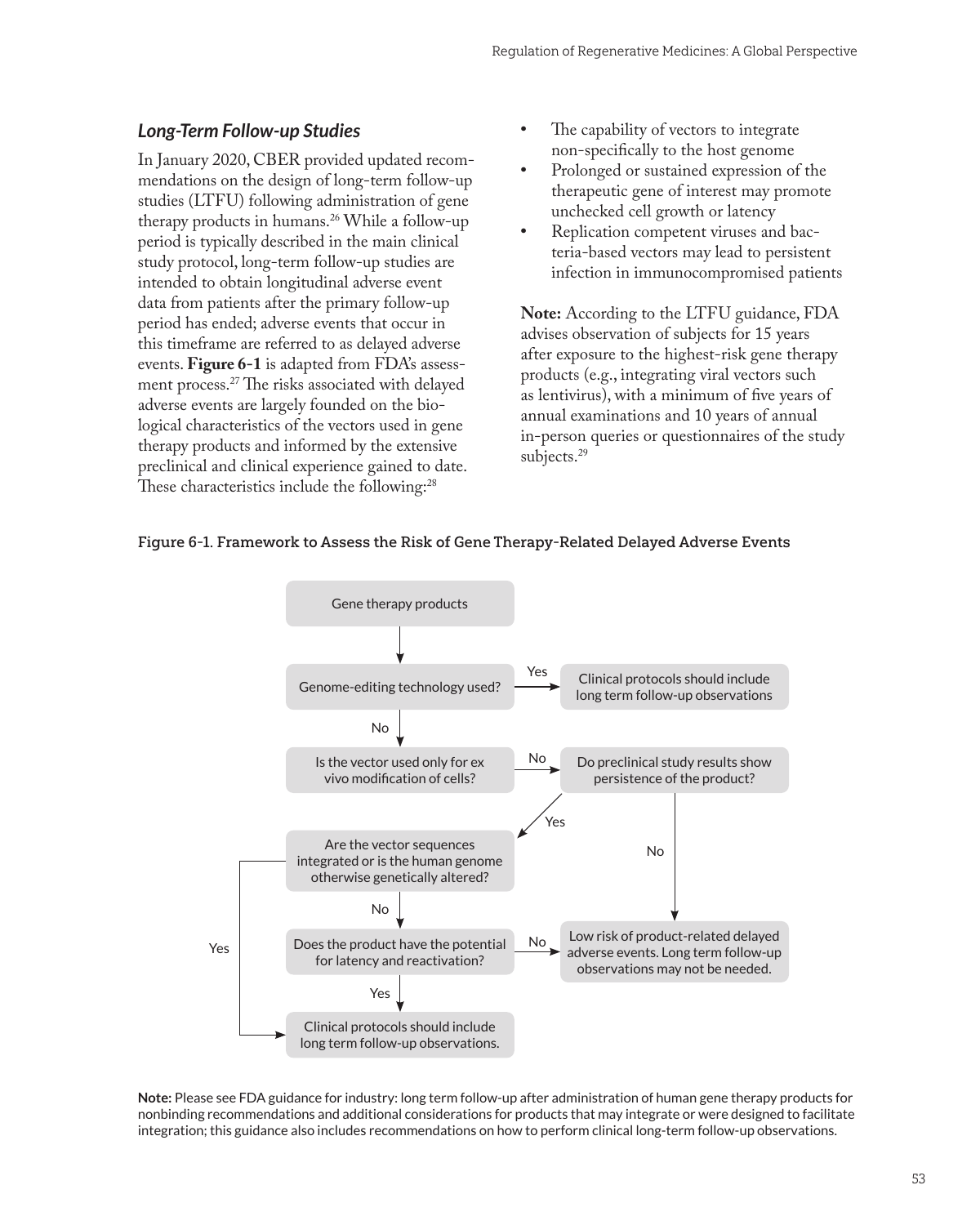### *Long-Term Follow-up Studies*

In January 2020, CBER provided updated recommendations on the design of long-term follow-up studies (LTFU) following administration of gene therapy products in humans.[26] While a follow-up period is typically described in the main clinical study protocol, long-term follow-up studies are intended to obtain longitudinal adverse event data from patients after the primary follow-up period has ended; adverse events that occur in this timeframe are referred to as delayed adverse events. **Figure 6-1** is adapted from FDA's assessment process.[27] The risks associated with delayed adverse events are largely founded on the biological characteristics of the vectors used in gene therapy products and informed by the extensive preclinical and clinical experience gained to date. These characteristics include the following:[28]

- The capability of vectors to integrate non-specifically to the host genome
- Prolonged or sustained expression of the therapeutic gene of interest may promote unchecked cell growth or latency
- Replication competent viruses and bacteria-based vectors may lead to persistent infection in immunocompromised patients

**Note:** According to the LTFU guidance, FDA advises observation of subjects for 15 years after exposure to the highest-risk gene therapy products (e.g., integrating viral vectors such as lentivirus), with a minimum of five years of annual examinations and 10 years of annual in-person queries or questionnaires of the study subjects.[29]

**Figure 6-1. Framework to Assess the Risk of Gene Therapy-Related Delayed Adverse Events**

- Gene therapy products
- Genome-editing technology used?
  - Yes → Clinical protocols should include long term follow-up observations
  - No → Is the vector used only for ex vivo modification of cells?
    - No → Do preclinical study results show persistence of the product?
      - Yes → Are the vector sequences integrated or is the human genome otherwise genetically altered?
      - No → Low risk of product-related delayed adverse events. Long term follow-up observations may not be needed.
- Are the vector sequences integrated or is the human genome otherwise genetically altered?
  - Yes → Clinical protocols should include long term follow-up observations.
  - No → Does the product have the potential for latency and reactivation?
    - Yes → Clinical protocols should include long term follow-up observations.
    - No → Low risk of product-related delayed adverse events. Long term follow-up observations may not be needed.

**Note:** Please see FDA guidance for industry: long term follow-up after administration of human gene therapy products for nonbinding recommendations and additional considerations for products that may integrate or were designed to facilitate integration; this guidance also includes recommendations on how to perform clinical long-term follow-up observations.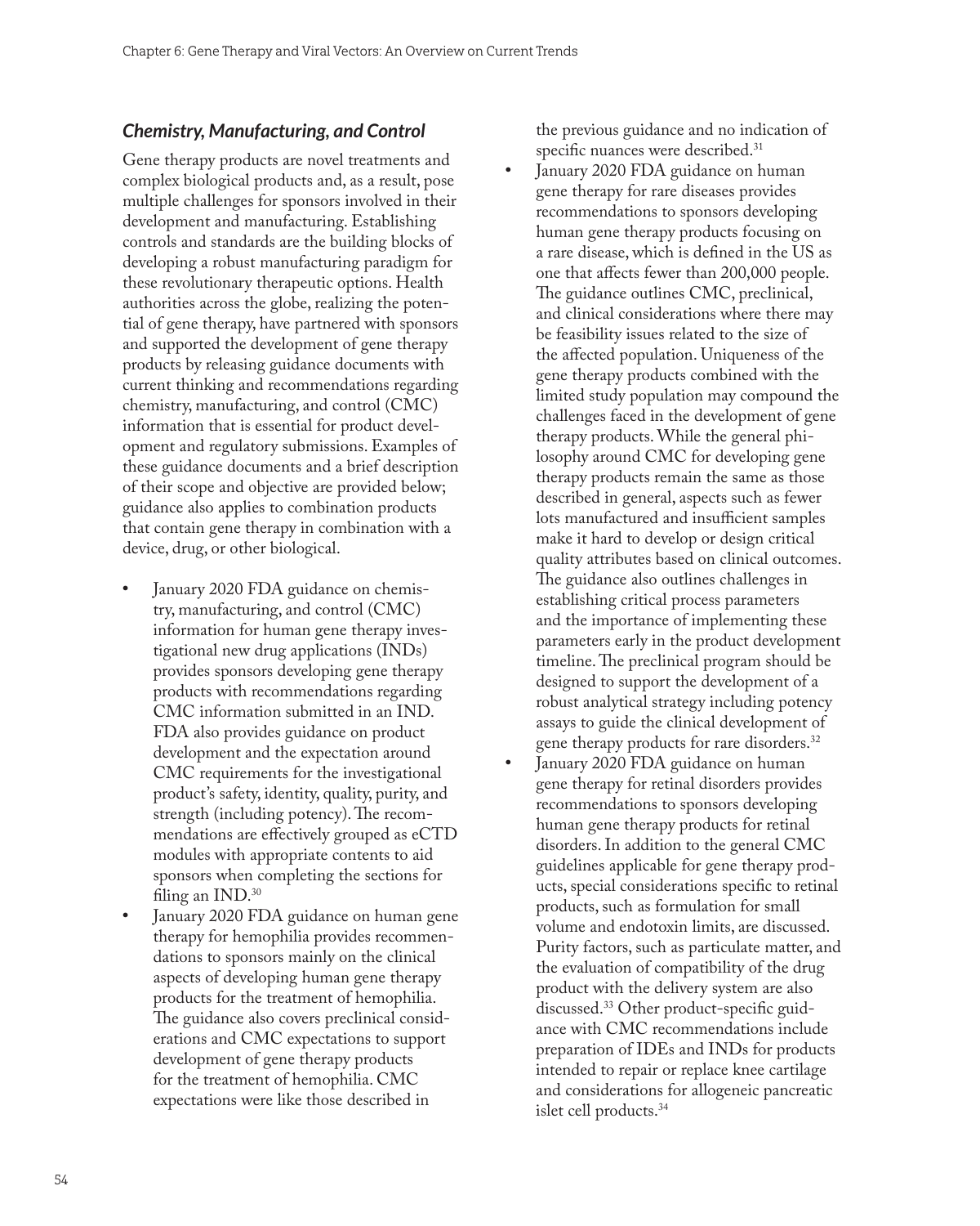### *Chemistry, Manufacturing, and Control*

Gene therapy products are novel treatments and complex biological products and, as a result, pose multiple challenges for sponsors involved in their development and manufacturing. Establishing controls and standards are the building blocks of developing a robust manufacturing paradigm for these revolutionary therapeutic options. Health authorities across the globe, realizing the potential of gene therapy, have partnered with sponsors and supported the development of gene therapy products by releasing guidance documents with current thinking and recommendations regarding chemistry, manufacturing, and control (CMC) information that is essential for product development and regulatory submissions. Examples of these guidance documents and a brief description of their scope and objective are provided below; guidance also applies to combination products that contain gene therapy in combination with a device, drug, or other biological.

- January 2020 FDA guidance on chemistry, manufacturing, and control (CMC) information for human gene therapy investigational new drug applications (INDs) provides sponsors developing gene therapy products with recommendations regarding CMC information submitted in an IND. FDA also provides guidance on product development and the expectation around CMC requirements for the investigational product's safety, identity, quality, purity, and strength (including potency). The recommendations are effectively grouped as eCTD modules with appropriate contents to aid sponsors when completing the sections for filing an IND.[30]
- January 2020 FDA guidance on human gene therapy for hemophilia provides recommendations to sponsors mainly on the clinical aspects of developing human gene therapy products for the treatment of hemophilia. The guidance also covers preclinical considerations and CMC expectations to support development of gene therapy products for the treatment of hemophilia. CMC expectations were like those described in the previous guidance and no indication of specific nuances were described.[31]
- January 2020 FDA guidance on human gene therapy for rare diseases provides recommendations to sponsors developing human gene therapy products focusing on a rare disease, which is defined in the US as one that affects fewer than 200,000 people. The guidance outlines CMC, preclinical, and clinical considerations where there may be feasibility issues related to the size of the affected population. Uniqueness of the gene therapy products combined with the limited study population may compound the challenges faced in the development of gene therapy products. While the general philosophy around CMC for developing gene therapy products remain the same as those described in general, aspects such as fewer lots manufactured and insufficient samples make it hard to develop or design critical quality attributes based on clinical outcomes. The guidance also outlines challenges in establishing critical process parameters and the importance of implementing these parameters early in the product development timeline. The preclinical program should be designed to support the development of a robust analytical strategy including potency assays to guide the clinical development of gene therapy products for rare disorders.[32]
- January 2020 FDA guidance on human gene therapy for retinal disorders provides recommendations to sponsors developing human gene therapy products for retinal disorders. In addition to the general CMC guidelines applicable for gene therapy products, special considerations specific to retinal products, such as formulation for small volume and endotoxin limits, are discussed. Purity factors, such as particulate matter, and the evaluation of compatibility of the drug product with the delivery system are also discussed.[33] Other product-specific guidance with CMC recommendations include preparation of IDEs and INDs for products intended to repair or replace knee cartilage and considerations for allogeneic pancreatic islet cell products.[34]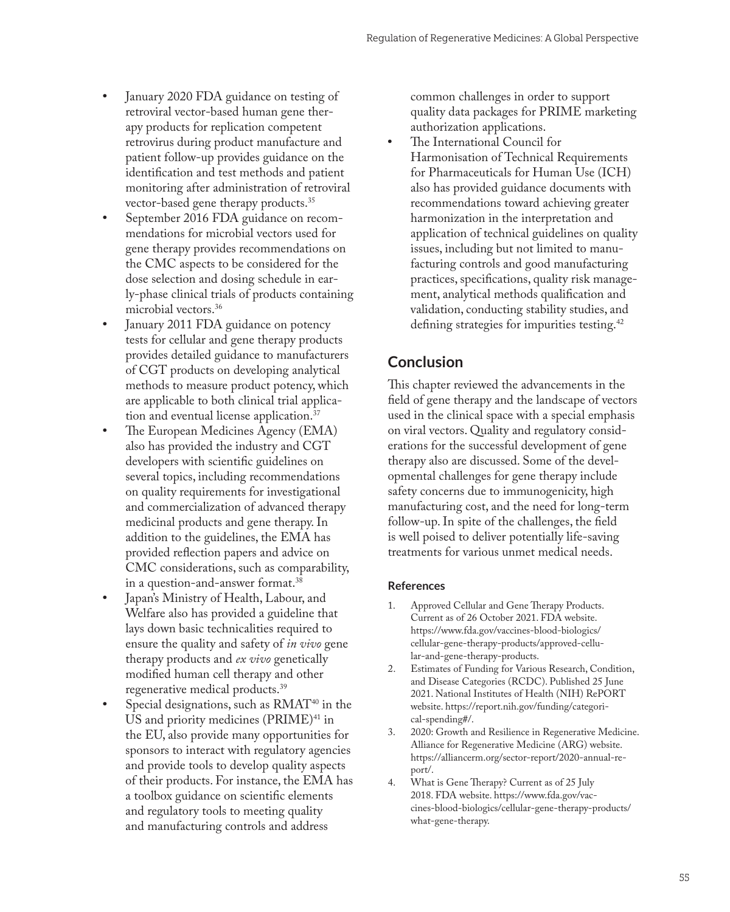- January 2020 FDA guidance on testing of retroviral vector-based human gene therapy products for replication competent retrovirus during product manufacture and patient follow-up provides guidance on the identification and test methods and patient monitoring after administration of retroviral vector-based gene therapy products.[35]
- September 2016 FDA guidance on recommendations for microbial vectors used for gene therapy provides recommendations on the CMC aspects to be considered for the dose selection and dosing schedule in early-phase clinical trials of products containing microbial vectors.[36]
- January 2011 FDA guidance on potency tests for cellular and gene therapy products provides detailed guidance to manufacturers of CGT products on developing analytical methods to measure product potency, which are applicable to both clinical trial application and eventual license application.[37]
- The European Medicines Agency (EMA) also has provided the industry and CGT developers with scientific guidelines on several topics, including recommendations on quality requirements for investigational and commercialization of advanced therapy medicinal products and gene therapy. In addition to the guidelines, the EMA has provided reflection papers and advice on CMC considerations, such as comparability, in a question-and-answer format.[38]
- Japan's Ministry of Health, Labour, and Welfare also has provided a guideline that lays down basic technicalities required to ensure the quality and safety of *in vivo* gene therapy products and *ex vivo* genetically modified human cell therapy and other regenerative medical products.[39]
- Special designations, such as RMAT[40] in the US and priority medicines (PRIME)[41] in the EU, also provide many opportunities for sponsors to interact with regulatory agencies and provide tools to develop quality aspects of their products. For instance, the EMA has a toolbox guidance on scientific elements and regulatory tools to meeting quality and manufacturing controls and address common challenges in order to support quality data packages for PRIME marketing authorization applications.
- The International Council for Harmonisation of Technical Requirements for Pharmaceuticals for Human Use (ICH) also has provided guidance documents with recommendations toward achieving greater harmonization in the interpretation and application of technical guidelines on quality issues, including but not limited to manufacturing controls and good manufacturing practices, specifications, quality risk management, analytical methods qualification and validation, conducting stability studies, and defining strategies for impurities testing.[42]

## Conclusion

This chapter reviewed the advancements in the field of gene therapy and the landscape of vectors used in the clinical space with a special emphasis on viral vectors. Quality and regulatory considerations for the successful development of gene therapy also are discussed. Some of the developmental challenges for gene therapy include safety concerns due to immunogenicity, high manufacturing cost, and the need for long-term follow-up. In spite of the challenges, the field is well poised to deliver potentially life-saving treatments for various unmet medical needs.

### References

1. Approved Cellular and Gene Therapy Products. Current as of 26 October 2021. FDA website. https://www.fda.gov/vaccines-blood-biologics/cellular-gene-therapy-products/approved-cellular-and-gene-therapy-products.
2. Estimates of Funding for Various Research, Condition, and Disease Categories (RCDC). Published 25 June 2021. National Institutes of Health (NIH) RePORT website. https://report.nih.gov/funding/categorical-spending#/.
3. 2020: Growth and Resilience in Regenerative Medicine. Alliance for Regenerative Medicine (ARG) website. https://alliancerm.org/sector-report/2020-annual-report/.
4. What is Gene Therapy? Current as of 25 July 2018. FDA website. https://www.fda.gov/vaccines-blood-biologics/cellular-gene-therapy-products/what-gene-therapy.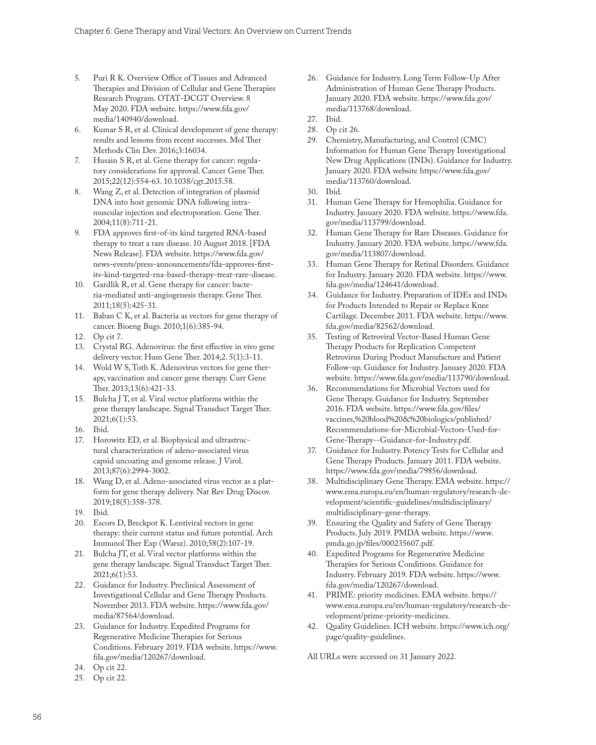5. Puri R K. Overview Office of Tissues and Advanced Therapies and Division of Cellular and Gene Therapies Research Program. OTAT-DCGT Overview. 8 May 2020. FDA website. https://www.fda.gov/media/140940/download.
6. Kumar S R, et al. Clinical development of gene therapy: results and lessons from recent successes. Mol Ther Methods Clin Dev. 2016;3:16034.
7. Husain S R, et al. Gene therapy for cancer: regulatory considerations for approval. Cancer Gene Ther. 2015;22(12):554-63. 10.1038/cgt.2015.58.
8. Wang Z, et al. Detection of integration of plasmid DNA into host genomic DNA following intramuscular injection and electroporation. Gene Ther. 2004;11(8):711-21.
9. FDA approves first-of-its kind targeted RNA-based therapy to treat a rare disease. 10 August 2018. [FDA News Release]. FDA website. https://www.fda.gov/news-events/press-announcements/fda-approves-first-its-kind-targeted-rna-based-therapy-treat-rare-disease.
10. Gardlik R, et al. Gene therapy for cancer: bacteria-mediated anti-angiogenesis therapy. Gene Ther. 2011;18(5):425-31.
11. Baban C K, et al. Bacteria as vectors for gene therapy of cancer. Bioeng Bugs. 2010;1(6):385-94.
12. Op cit 7.
13. Crystal RG. Adenovirus: the first effective in vivo gene delivery vector. Hum Gene Ther. 2014;2. 5(1):3-11.
14. Wold W S, Toth K. Adenovirus vectors for gene therapy, vaccination and cancer gene therapy. Curr Gene Ther. 2013;13(6):421-33.
15. Bulcha J T, et al. Viral vector platforms within the gene therapy landscape. Signal Transduct Target Ther. 2021;6(1):53.
16. Ibid.
17. Horowitz ED, et al. Biophysical and ultrastructural characterization of adeno-associated virus capsid uncoating and genome release. J Virol. 2013;87(6):2994-3002.
18. Wang D, et al. Adeno-associated virus vector as a platform for gene therapy delivery. Nat Rev Drug Discov. 2019;18(5):358-378.
19. Ibid.
20. Escors D, Breckpot K. Lentiviral vectors in gene therapy: their current status and future potential. Arch Immunol Ther Exp (Warsz). 2010;58(2):107-19.
21. Bulcha JT, et al. Viral vector platforms within the gene therapy landscape. Signal Transduct Target Ther. 2021;6(1):53.
22. Guidance for Industry. Preclinical Assessment of Investigational Cellular and Gene Therapy Products. November 2013. FDA website. https://www.fda.gov/media/87564/download.
23. Guidance for Industry. Expedited Programs for Regenerative Medicine Therapies for Serious Conditions. February 2019. FDA website. https://www.fda.gov/media/120267/download.
24. Op cit 22.
25. Op cit 22.
26. Guidance for Industry. Long Term Follow-Up After Administration of Human Gene Therapy Products. January 2020. FDA website. https://www.fda.gov/media/113768/download.
27. Ibid.
28. Op cit 26.
29. Chemistry, Manufacturing, and Control (CMC) Information for Human Gene Therapy Investigational New Drug Applications (INDs). Guidance for Industry. January 2020. FDA website https://www.fda.gov/media/113760/download.
30. Ibid.
31. Human Gene Therapy for Hemophilia. Guidance for Industry. January 2020. FDA website. https://www.fda.gov/media/113799/download.
32. Human Gene Therapy for Rare Diseases. Guidance for Industry. January 2020. FDA website. https://www.fda.gov/media/113807/download.
33. Human Gene Therapy for Retinal Disorders. Guidance for Industry. January 2020. FDA website. https://www.fda.gov/media/124641/download.
34. Guidance for Industry. Preparation of IDEs and INDs for Products Intended to Repair or Replace Knee Cartilage. December 2011. FDA website. https://www.fda.gov/media/82562/download.
35. Testing of Retroviral Vector-Based Human Gene Therapy Products for Replication Competent Retrovirus During Product Manufacture and Patient Follow-up. Guidance for Industry. January 2020. FDA website. https://www.fda.gov/media/113790/download.
36. Recommendations for Microbial Vectors used for Gene Therapy. Guidance for Industry. September 2016. FDA website. https://www.fda.gov/files/vaccines,%20blood%20&%20biologics/published/Recommendations-for-Microbial-Vectors-Used-for-Gene-Therapy--Guidance-for-Industry.pdf.
37. Guidance for Industry. Potency Tests for Cellular and Gene Therapy Products. January 2011. FDA website. https://www.fda.gov/media/79856/download.
38. Multidisciplinary Gene Therapy. EMA website. https://www.ema.europa.eu/en/human-regulatory/research-development/scientific-guidelines/multidisciplinary/multidisciplinary-gene-therapy.
39. Ensuring the Quality and Safety of Gene Therapy Products. July 2019. PMDA website. https://www.pmda.go.jp/files/000235607.pdf.
40. Expedited Programs for Regenerative Medicine Therapies for Serious Conditions. Guidance for Industry. February 2019. FDA website. https://www.fda.gov/media/120267/download.
41. PRIME: priority medicines. EMA website. https://www.ema.europa.eu/en/human-regulatory/research-development/prime-priority-medicines.
42. Quality Guidelines. ICH website. https://www.ich.org/page/quality-guidelines.

All URLs were accessed on 31 January 2022.